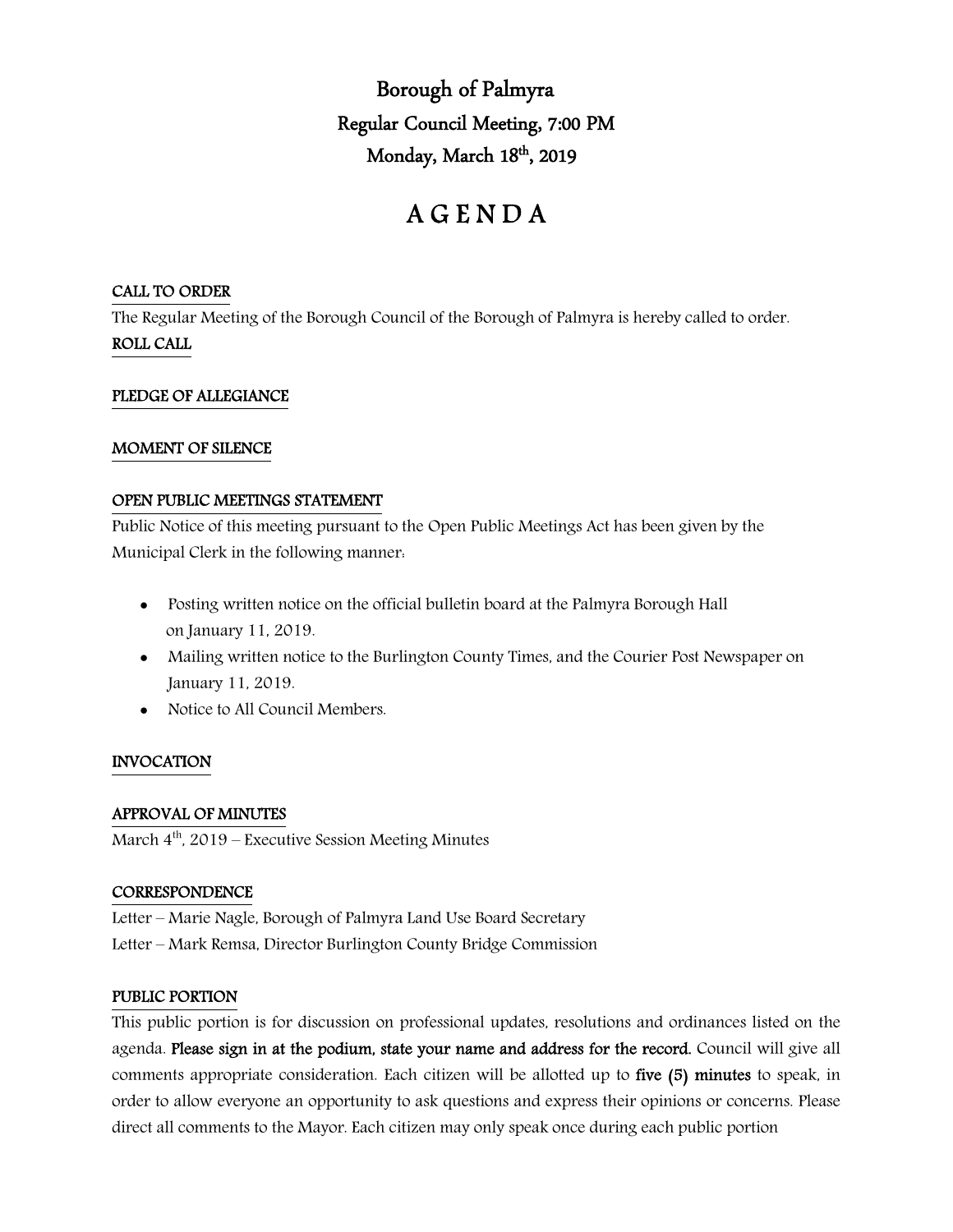# Borough of Palmyra

## Regular Council Meeting, 7:00 PM

## Monday, March 18th, 2019

# A G E N D A

**CALL TO ORDER**

The Regular Meeting of the Borough Council of the Borough of Palmyra is hereby called to order.

**ROLL CALL**

**PLEDGE OF ALLEGIANCE**

**MOMENT OF SILENCE**

**OPEN PUBLIC MEETINGS STATEMENT**

Public Notice of this meeting pursuant to the Open Public Meetings Act has been given by the Municipal Clerk in the following manner:

- Posting written notice on the official bulletin board at the Palmyra Borough Hall on January 11, 2019.
- Mailing written notice to the Burlington County Times, and the Courier Post Newspaper on January 11, 2019.
- Notice to All Council Members.

**INVOCATION**

**APPROVAL OF MINUTES**

March 4th, 2019 – Executive Session Meeting Minutes

**CORRESPONDENCE**

Letter – Marie Nagle, Borough of Palmyra Land Use Board Secretary

Letter – Mark Remsa, Director Burlington County Bridge Commission

**PUBLIC PORTION**

This public portion is for discussion on professional updates, resolutions and ordinances listed on the agenda. **Please sign in at the podium, state your name and address for the record.** Council will give all comments appropriate consideration. Each citizen will be allotted up to **five (5) minutes** to speak, in order to allow everyone an opportunity to ask questions and express their opinions or concerns. Please direct all comments to the Mayor. Each citizen may only speak once during each public portion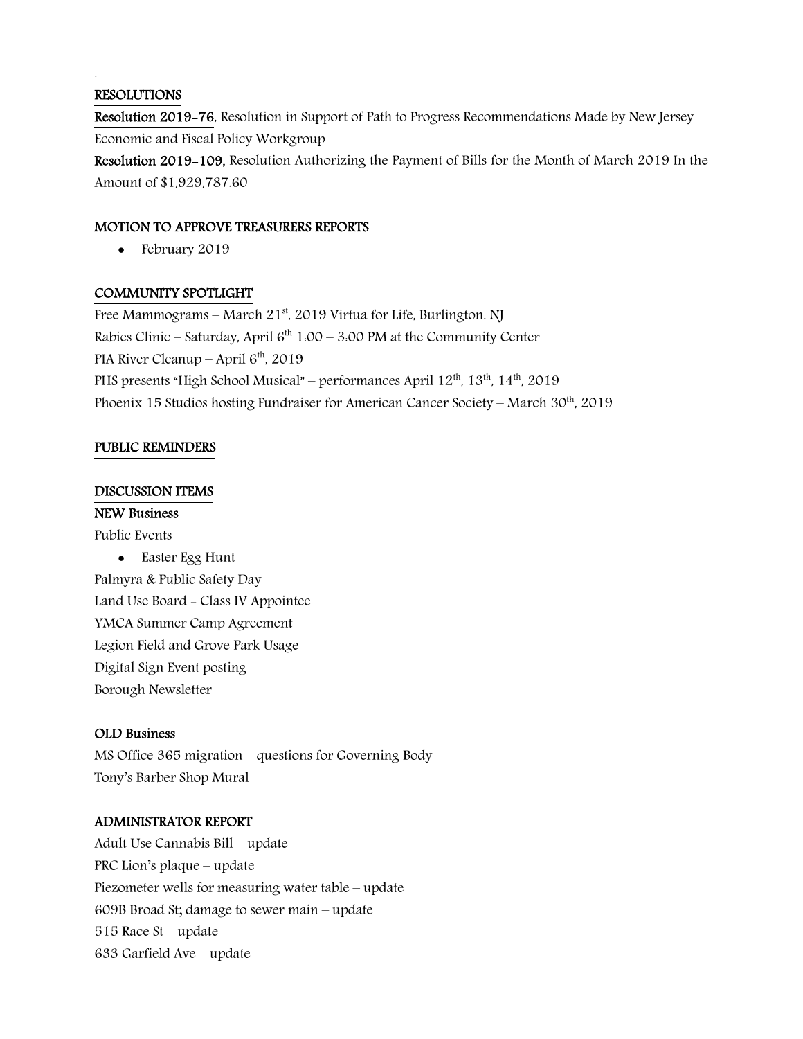.

## RESOLUTIONS

**Resolution 2019-76**, Resolution in Support of Path to Progress Recommendations Made by New Jersey Economic and Fiscal Policy Workgroup

**Resolution 2019-109,** Resolution Authorizing the Payment of Bills for the Month of March 2019 In the Amount of $1,929,787.60

## MOTION TO APPROVE TREASURERS REPORTS

- February 2019

## COMMUNITY SPOTLIGHT

Free Mammograms – March 21st, 2019 Virtua for Life, Burlington. NJ
Rabies Clinic – Saturday, April 6th 1:00 – 3:00 PM at the Community Center
PIA River Cleanup – April 6th, 2019
PHS presents "High School Musical" – performances April 12th, 13th, 14th, 2019
Phoenix 15 Studios hosting Fundraiser for American Cancer Society – March 30th, 2019

## PUBLIC REMINDERS

## DISCUSSION ITEMS

**NEW Business**

Public Events

- Easter Egg Hunt

Palmyra & Public Safety Day
Land Use Board - Class IV Appointee
YMCA Summer Camp Agreement
Legion Field and Grove Park Usage
Digital Sign Event posting
Borough Newsletter

**OLD Business**

MS Office 365 migration – questions for Governing Body
Tony's Barber Shop Mural

## ADMINISTRATOR REPORT

Adult Use Cannabis Bill – update
PRC Lion's plaque – update
Piezometer wells for measuring water table – update
609B Broad St; damage to sewer main – update
515 Race St – update
633 Garfield Ave – update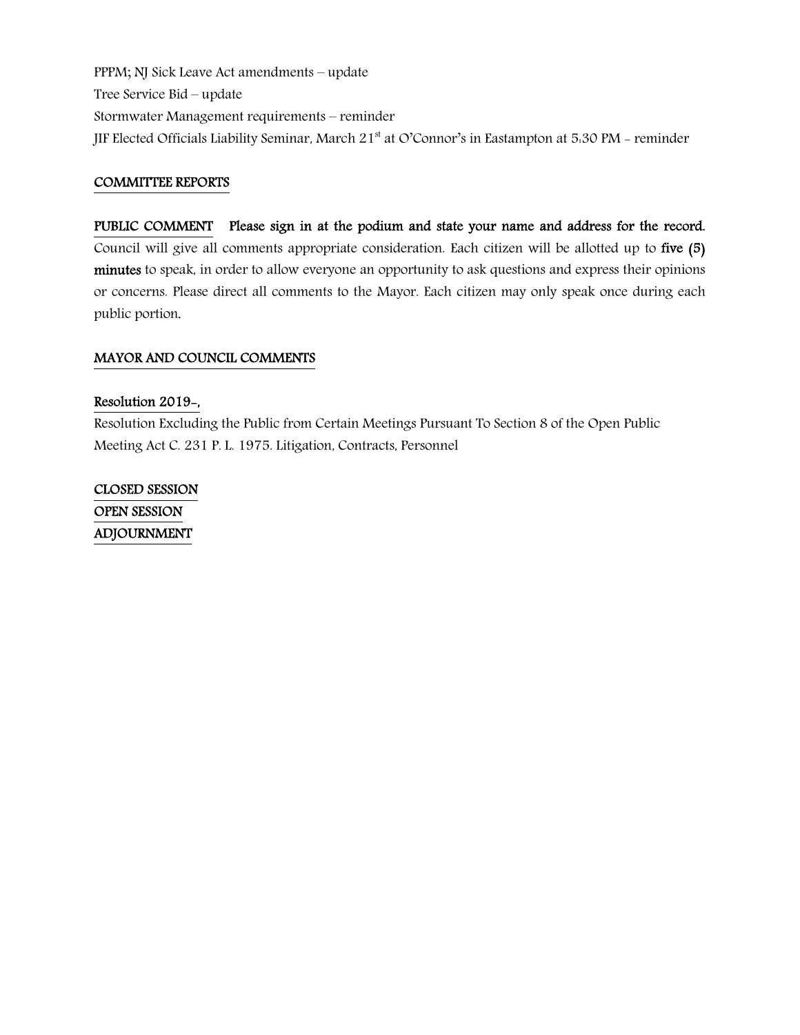PPPM; NJ Sick Leave Act amendments – update

Tree Service Bid – update

Stormwater Management requirements – reminder

JIF Elected Officials Liability Seminar, March 21st at O'Connor's in Eastampton at 5:30 PM - reminder

**COMMITTEE REPORTS**

**PUBLIC COMMENT** **Please sign in at the podium and state your name and address for the record.** Council will give all comments appropriate consideration. Each citizen will be allotted up to **five (5) minutes** to speak, in order to allow everyone an opportunity to ask questions and express their opinions or concerns. Please direct all comments to the Mayor. Each citizen may only speak once during each public portion.

**MAYOR AND COUNCIL COMMENTS**

**Resolution 2019-,**

Resolution Excluding the Public from Certain Meetings Pursuant To Section 8 of the Open Public Meeting Act C. 231 P. L. 1975. Litigation, Contracts, Personnel

**CLOSED SESSION**

**OPEN SESSION**

**ADJOURNMENT**